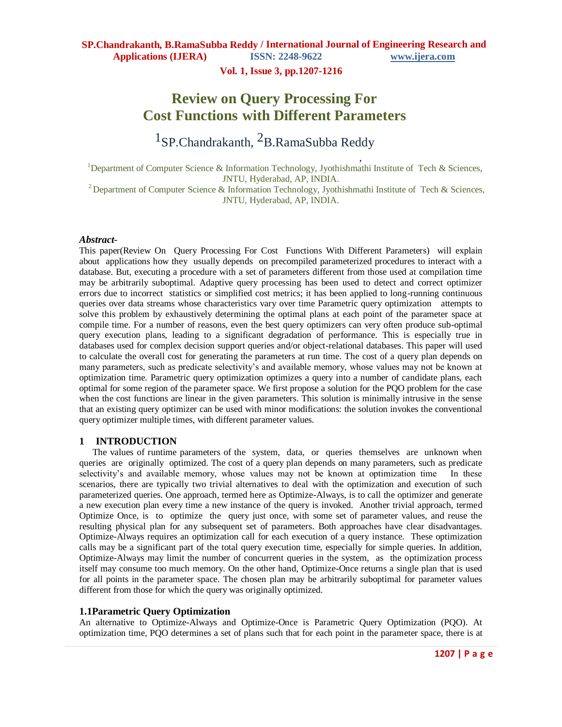# Review on Query Processing For Cost Functions with Different Parameters

[1]SP.Chandrakanth, [2]B.RamaSubba Reddy

[1]Department of Computer Science & Information Technology, Jyothishmathi Institute of Tech & Sciences, JNTU, Hyderabad, AP, INDIA.

[2]Department of Computer Science & Information Technology, Jyothishmathi Institute of Tech & Sciences, JNTU, Hyderabad, AP, INDIA.

***Abstract-***

This paper(Review On Query Processing For Cost Functions With Different Parameters) will explain about applications how they usually depends on precompiled parameterized procedures to interact with a database. But, executing a procedure with a set of parameters different from those used at compilation time may be arbitrarily suboptimal. Adaptive query processing has been used to detect and correct optimizer errors due to incorrect statistics or simplified cost metrics; it has been applied to long-running continuous queries over data streams whose characteristics vary over time Parametric query optimization attempts to solve this problem by exhaustively determining the optimal plans at each point of the parameter space at compile time. For a number of reasons, even the best query optimizers can very often produce sub-optimal query execution plans, leading to a significant degradation of performance. This is especially true in databases used for complex decision support queries and/or object-relational databases. This paper will used to calculate the overall cost for generating the parameters at run time. The cost of a query plan depends on many parameters, such as predicate selectivity's and available memory, whose values may not be known at optimization time. Parametric query optimization optimizes a query into a number of candidate plans, each optimal for some region of the parameter space. We first propose a solution for the PQO problem for the case when the cost functions are linear in the given parameters. This solution is minimally intrusive in the sense that an existing query optimizer can be used with minor modifications: the solution invokes the conventional query optimizer multiple times, with different parameter values.

## 1 INTRODUCTION

The values of runtime parameters of the system, data, or queries themselves are unknown when queries are originally optimized. The cost of a query plan depends on many parameters, such as predicate selectivity's and available memory, whose values may not be known at optimization time In these scenarios, there are typically two trivial alternatives to deal with the optimization and execution of such parameterized queries. One approach, termed here as Optimize-Always, is to call the optimizer and generate a new execution plan every time a new instance of the query is invoked. Another trivial approach, termed Optimize Once, is to optimize the query just once, with some set of parameter values, and reuse the resulting physical plan for any subsequent set of parameters. Both approaches have clear disadvantages. Optimize-Always requires an optimization call for each execution of a query instance. These optimization calls may be a significant part of the total query execution time, especially for simple queries. In addition, Optimize-Always may limit the number of concurrent queries in the system, as the optimization process itself may consume too much memory. On the other hand, Optimize-Once returns a single plan that is used for all points in the parameter space. The chosen plan may be arbitrarily suboptimal for parameter values different from those for which the query was originally optimized.

### 1.1Parametric Query Optimization

An alternative to Optimize-Always and Optimize-Once is Parametric Query Optimization (PQO). At optimization time, PQO determines a set of plans such that for each point in the parameter space, there is at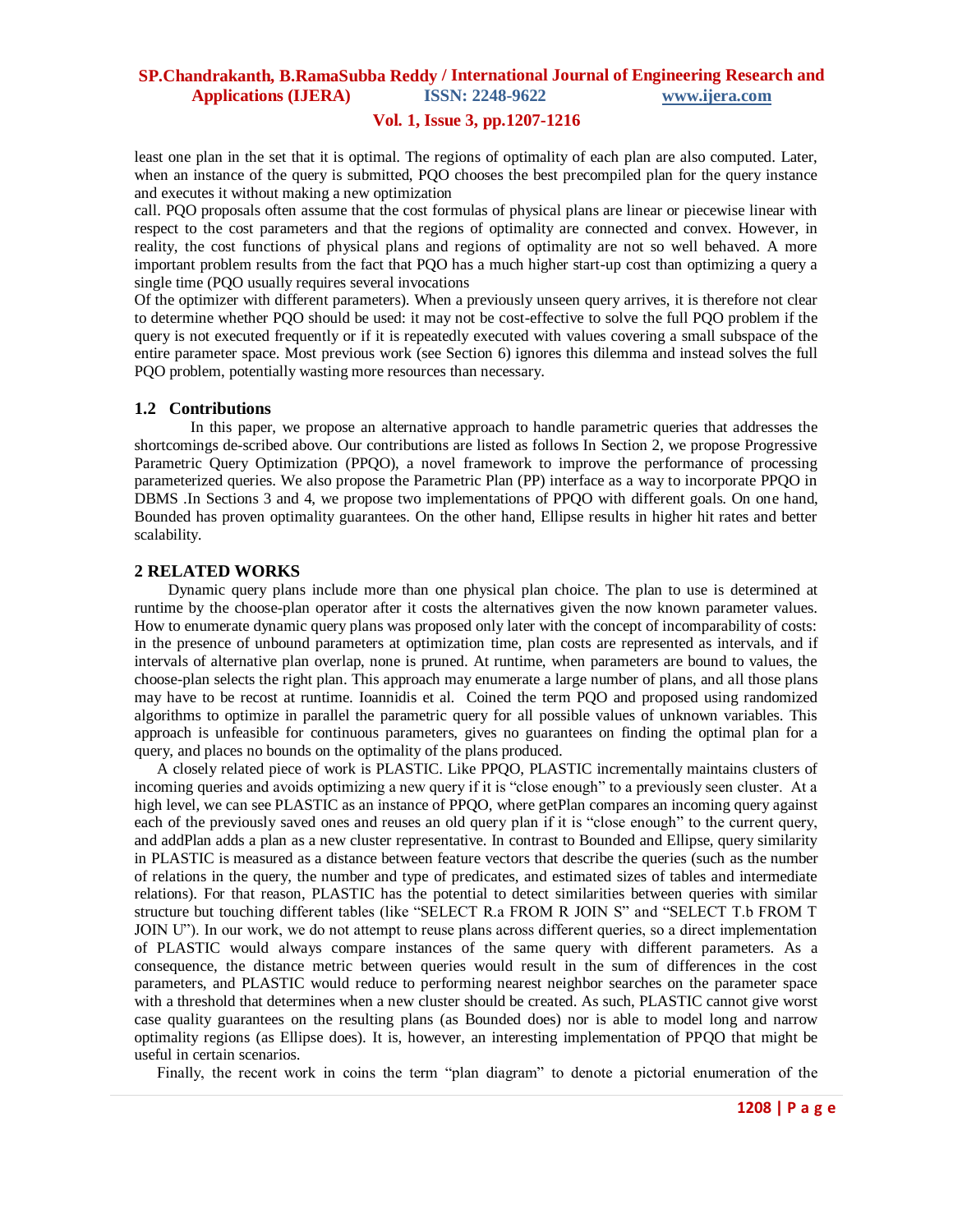least one plan in the set that it is optimal. The regions of optimality of each plan are also computed. Later, when an instance of the query is submitted, PQO chooses the best precompiled plan for the query instance and executes it without making a new optimization

call. PQO proposals often assume that the cost formulas of physical plans are linear or piecewise linear with respect to the cost parameters and that the regions of optimality are connected and convex. However, in reality, the cost functions of physical plans and regions of optimality are not so well behaved. A more important problem results from the fact that PQO has a much higher start-up cost than optimizing a query a single time (PQO usually requires several invocations

Of the optimizer with different parameters). When a previously unseen query arrives, it is therefore not clear to determine whether PQO should be used: it may not be cost-effective to solve the full PQO problem if the query is not executed frequently or if it is repeatedly executed with values covering a small subspace of the entire parameter space. Most previous work (see Section 6) ignores this dilemma and instead solves the full PQO problem, potentially wasting more resources than necessary.

### 1.2 Contributions

In this paper, we propose an alternative approach to handle parametric queries that addresses the shortcomings de-scribed above. Our contributions are listed as follows In Section 2, we propose Progressive Parametric Query Optimization (PPQO), a novel framework to improve the performance of processing parameterized queries. We also propose the Parametric Plan (PP) interface as a way to incorporate PPQO in DBMS .In Sections 3 and 4, we propose two implementations of PPQO with different goals. On one hand, Bounded has proven optimality guarantees. On the other hand, Ellipse results in higher hit rates and better scalability.

## 2 RELATED WORKS

Dynamic query plans include more than one physical plan choice. The plan to use is determined at runtime by the choose-plan operator after it costs the alternatives given the now known parameter values. How to enumerate dynamic query plans was proposed only later with the concept of incomparability of costs: in the presence of unbound parameters at optimization time, plan costs are represented as intervals, and if intervals of alternative plan overlap, none is pruned. At runtime, when parameters are bound to values, the choose-plan selects the right plan. This approach may enumerate a large number of plans, and all those plans may have to be recost at runtime. Ioannidis et al. Coined the term PQO and proposed using randomized algorithms to optimize in parallel the parametric query for all possible values of unknown variables. This approach is unfeasible for continuous parameters, gives no guarantees on finding the optimal plan for a query, and places no bounds on the optimality of the plans produced.

A closely related piece of work is PLASTIC. Like PPQO, PLASTIC incrementally maintains clusters of incoming queries and avoids optimizing a new query if it is "close enough" to a previously seen cluster. At a high level, we can see PLASTIC as an instance of PPQO, where getPlan compares an incoming query against each of the previously saved ones and reuses an old query plan if it is "close enough" to the current query, and addPlan adds a plan as a new cluster representative. In contrast to Bounded and Ellipse, query similarity in PLASTIC is measured as a distance between feature vectors that describe the queries (such as the number of relations in the query, the number and type of predicates, and estimated sizes of tables and intermediate relations). For that reason, PLASTIC has the potential to detect similarities between queries with similar structure but touching different tables (like "SELECT R.a FROM R JOIN S" and "SELECT T.b FROM T JOIN U"). In our work, we do not attempt to reuse plans across different queries, so a direct implementation of PLASTIC would always compare instances of the same query with different parameters. As a consequence, the distance metric between queries would result in the sum of differences in the cost parameters, and PLASTIC would reduce to performing nearest neighbor searches on the parameter space with a threshold that determines when a new cluster should be created. As such, PLASTIC cannot give worst case quality guarantees on the resulting plans (as Bounded does) nor is able to model long and narrow optimality regions (as Ellipse does). It is, however, an interesting implementation of PPQO that might be useful in certain scenarios.

Finally, the recent work in coins the term "plan diagram" to denote a pictorial enumeration of the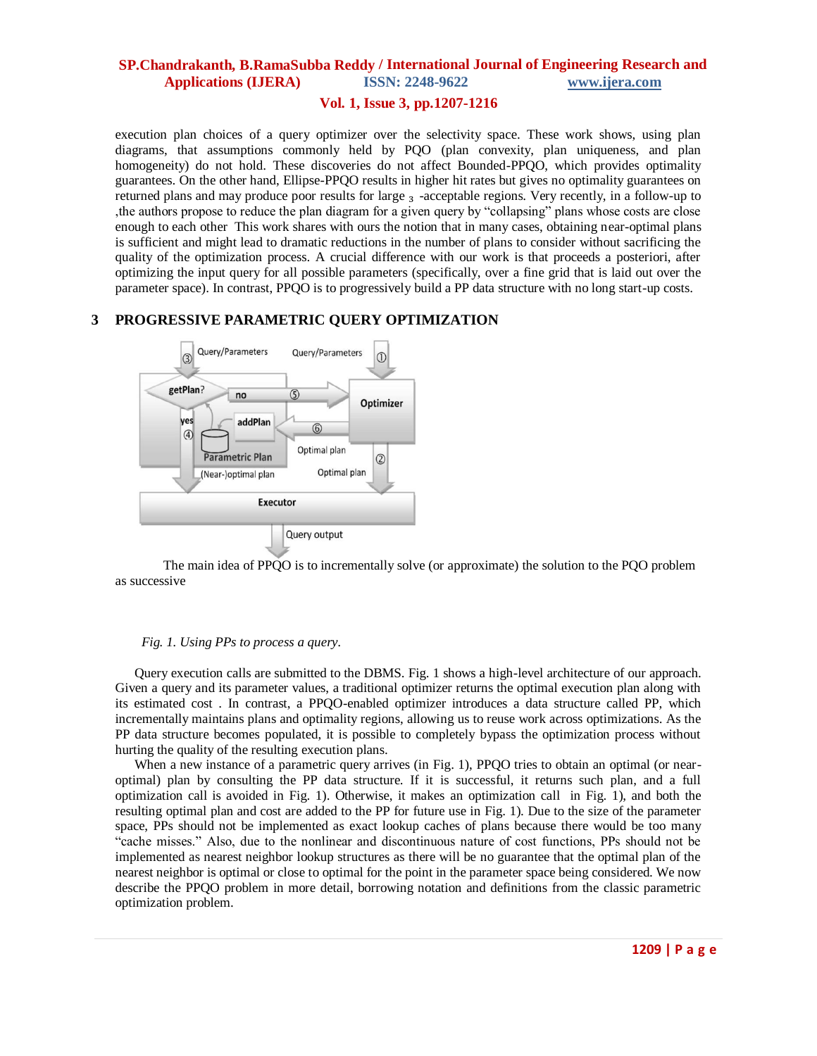execution plan choices of a query optimizer over the selectivity space. These work shows, using plan diagrams, that assumptions commonly held by PQO (plan convexity, plan uniqueness, and plan homogeneity) do not hold. These discoveries do not affect Bounded-PPQO, which provides optimality guarantees. On the other hand, Ellipse-PPQO results in higher hit rates but gives no optimality guarantees on returned plans and may produce poor results for large $_3$ -acceptable regions. Very recently, in a follow-up to ,the authors propose to reduce the plan diagram for a given query by "collapsing" plans whose costs are close enough to each other This work shares with ours the notion that in many cases, obtaining near-optimal plans is sufficient and might lead to dramatic reductions in the number of plans to consider without sacrificing the quality of the optimization process. A crucial difference with our work is that proceeds a posteriori, after optimizing the input query for all possible parameters (specifically, over a fine grid that is laid out over the parameter space). In contrast, PPQO is to progressively build a PP data structure with no long start-up costs.

## 3 PROGRESSIVE PARAMETRIC QUERY OPTIMIZATION

The main idea of PPQO is to incrementally solve (or approximate) the solution to the PQO problem as successive

*Fig. 1. Using PPs to process a query.*

Query execution calls are submitted to the DBMS. Fig. 1 shows a high-level architecture of our approach. Given a query and its parameter values, a traditional optimizer returns the optimal execution plan along with its estimated cost . In contrast, a PPQO-enabled optimizer introduces a data structure called PP, which incrementally maintains plans and optimality regions, allowing us to reuse work across optimizations. As the PP data structure becomes populated, it is possible to completely bypass the optimization process without hurting the quality of the resulting execution plans.

When a new instance of a parametric query arrives (in Fig. 1), PPQO tries to obtain an optimal (or near-optimal) plan by consulting the PP data structure. If it is successful, it returns such plan, and a full optimization call is avoided in Fig. 1). Otherwise, it makes an optimization call in Fig. 1), and both the resulting optimal plan and cost are added to the PP for future use in Fig. 1). Due to the size of the parameter space, PPs should not be implemented as exact lookup caches of plans because there would be too many "cache misses." Also, due to the nonlinear and discontinuous nature of cost functions, PPs should not be implemented as nearest neighbor lookup structures as there will be no guarantee that the optimal plan of the nearest neighbor is optimal or close to optimal for the point in the parameter space being considered. We now describe the PPQO problem in more detail, borrowing notation and definitions from the classic parametric optimization problem.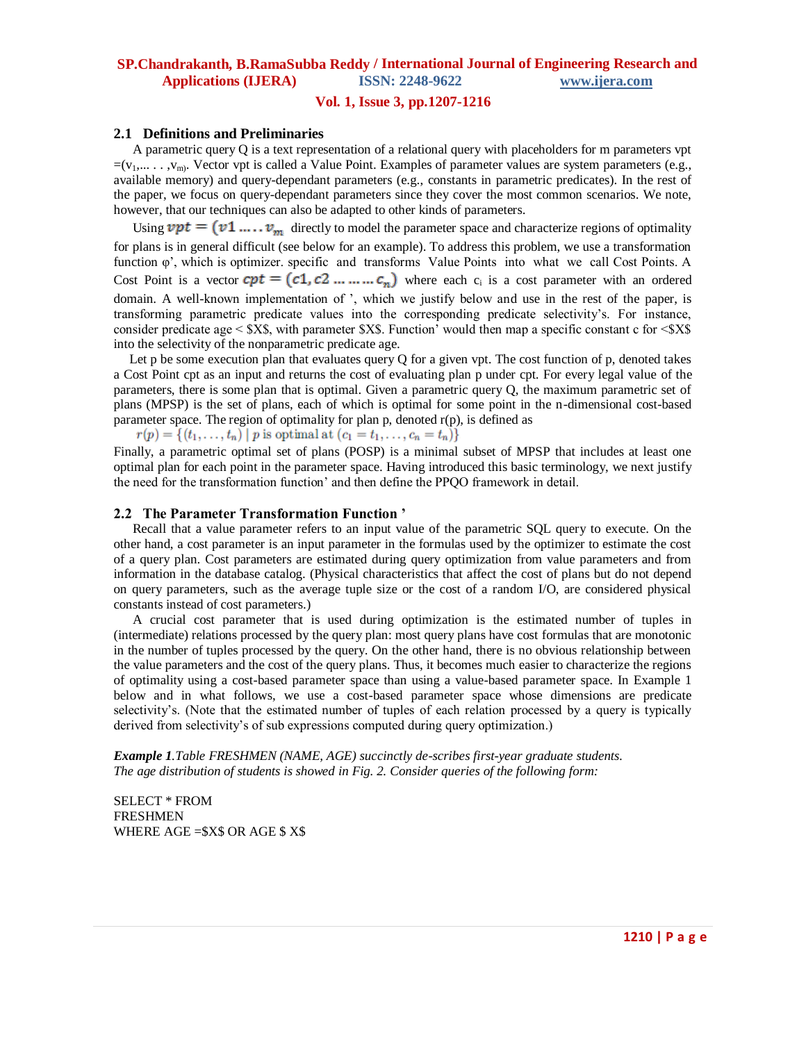### 2.1 Definitions and Preliminaries

A parametric query Q is a text representation of a relational query with placeholders for m parameters vpt $=(v_1,\ldots,v_m)$. Vector vpt is called a Value Point. Examples of parameter values are system parameters (e.g., available memory) and query-dependant parameters (e.g., constants in parametric predicates). In the rest of the paper, we focus on query-dependant parameters since they cover the most common scenarios. We note, however, that our techniques can also be adapted to other kinds of parameters.

Using $vpt = (v1 \ldots\ldots v_m$ directly to model the parameter space and characterize regions of optimality for plans is in general difficult (see below for an example). To address this problem, we use a transformation function φ', which is optimizer. specific and transforms Value Points into what we call Cost Points. A Cost Point is a vector $cpt = (c1, c2 \ldots\ldots\ldots c_n)$ where each $c_i$ is a cost parameter with an ordered domain. A well-known implementation of ', which we justify below and use in the rest of the paper, is transforming parametric predicate values into the corresponding predicate selectivity's. For instance, consider predicate age < $X$, with parameter $X$. Function' would then map a specific constant c for <$X$ into the selectivity of the nonparametric predicate age.

Let p be some execution plan that evaluates query Q for a given vpt. The cost function of p, denoted takes a Cost Point cpt as an input and returns the cost of evaluating plan p under cpt. For every legal value of the parameters, there is some plan that is optimal. Given a parametric query Q, the maximum parametric set of plans (MPSP) is the set of plans, each of which is optimal for some point in the n-dimensional cost-based parameter space. The region of optimality for plan p, denoted r(p), is defined as

$$r(p) = \{(t_1, \ldots, t_n) \mid p \text{ is optimal at } (c_1 = t_1, \ldots, c_n = t_n)\}$$

Finally, a parametric optimal set of plans (POSP) is a minimal subset of MPSP that includes at least one optimal plan for each point in the parameter space. Having introduced this basic terminology, we next justify the need for the transformation function' and then define the PPQO framework in detail.

### 2.2 The Parameter Transformation Function '

Recall that a value parameter refers to an input value of the parametric SQL query to execute. On the other hand, a cost parameter is an input parameter in the formulas used by the optimizer to estimate the cost of a query plan. Cost parameters are estimated during query optimization from value parameters and from information in the database catalog. (Physical characteristics that affect the cost of plans but do not depend on query parameters, such as the average tuple size or the cost of a random I/O, are considered physical constants instead of cost parameters.)

A crucial cost parameter that is used during optimization is the estimated number of tuples in (intermediate) relations processed by the query plan: most query plans have cost formulas that are monotonic in the number of tuples processed by the query. On the other hand, there is no obvious relationship between the value parameters and the cost of the query plans. Thus, it becomes much easier to characterize the regions of optimality using a cost-based parameter space than using a value-based parameter space. In Example 1 below and in what follows, we use a cost-based parameter space whose dimensions are predicate selectivity's. (Note that the estimated number of tuples of each relation processed by a query is typically derived from selectivity's of sub expressions computed during query optimization.)

***Example 1****.Table FRESHMEN (NAME, AGE) succinctly de-scribes first-year graduate students. The age distribution of students is showed in Fig. 2. Consider queries of the following form:*

SELECT * FROM
FRESHMEN
WHERE AGE =$X$ OR AGE $ X$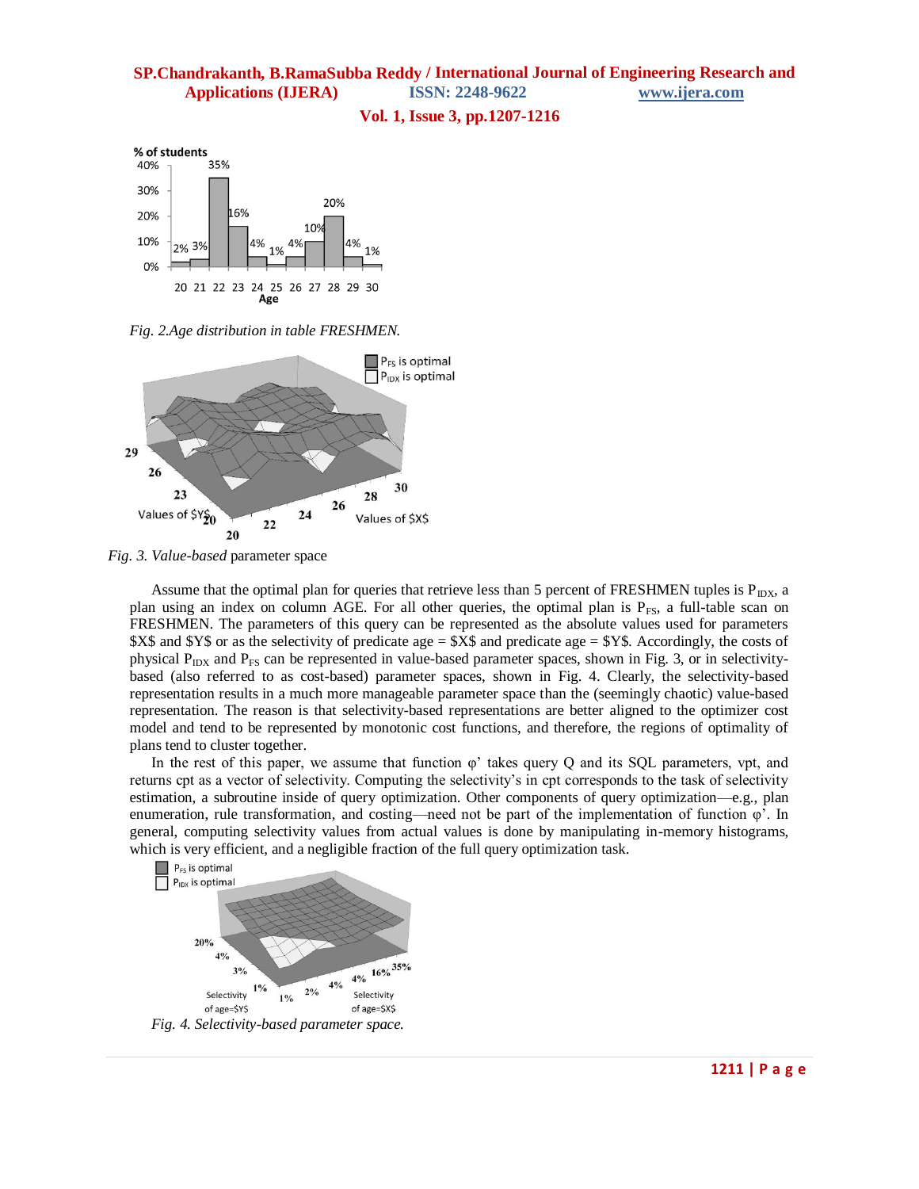*Fig. 2.Age distribution in table FRESHMEN.*

*Fig. 3. Value-based* parameter space

Assume that the optimal plan for queries that retrieve less than 5 percent of FRESHMEN tuples is $P_{IDX}$, a plan using an index on column AGE. For all other queries, the optimal plan is $P_{FS}$, a full-table scan on FRESHMEN. The parameters of this query can be represented as the absolute values used for parameters \$X\$ and \$Y\$ or as the selectivity of predicate age = \$X\$ and predicate age = \$Y\$. Accordingly, the costs of physical $P_{IDX}$ and $P_{FS}$ can be represented in value-based parameter spaces, shown in Fig. 3, or in selectivity-based (also referred to as cost-based) parameter spaces, shown in Fig. 4. Clearly, the selectivity-based representation results in a much more manageable parameter space than the (seemingly chaotic) value-based representation. The reason is that selectivity-based representations are better aligned to the optimizer cost model and tend to be represented by monotonic cost functions, and therefore, the regions of optimality of plans tend to cluster together.

In the rest of this paper, we assume that function φ' takes query Q and its SQL parameters, vpt, and returns cpt as a vector of selectivity. Computing the selectivity's in cpt corresponds to the task of selectivity estimation, a subroutine inside of query optimization. Other components of query optimization—e.g., plan enumeration, rule transformation, and costing—need not be part of the implementation of function φ'. In general, computing selectivity values from actual values is done by manipulating in-memory histograms, which is very efficient, and a negligible fraction of the full query optimization task.

*Fig. 4. Selectivity-based parameter space.*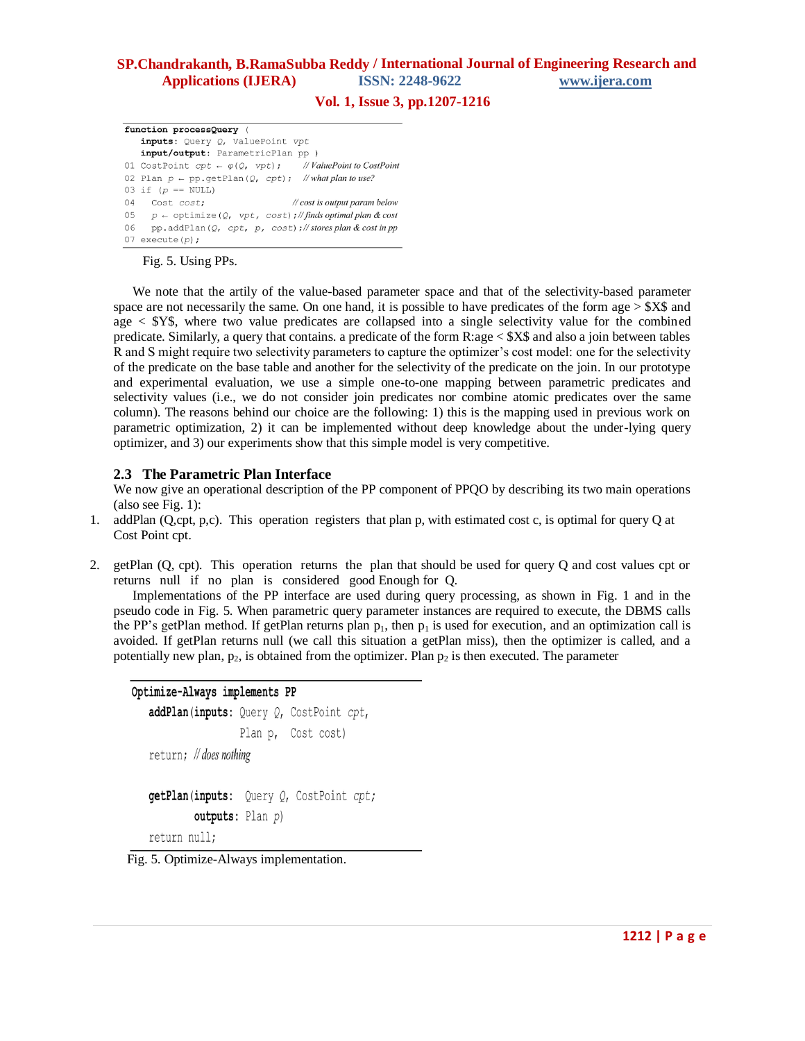```
function processQuery (
   inputs: Query Q, ValuePoint vpt
   input/output: ParametricPlan pp )
01 CostPoint cpt ← φ(Q, vpt);      // ValuePoint to CostPoint
02 Plan p ← pp.getPlan(Q, cpt);    // what plan to use?
03 if (p == NULL)
04   Cost cost;                     // cost is output param below
05   p ← optimize(Q, vpt, cost);// finds optimal plan & cost
06   pp.addPlan(Q, cpt, p, cost);// stores plan & cost in pp
07 execute(p);
```

Fig. 5. Using PPs.

We note that the artily of the value-based parameter space and that of the selectivity-based parameter space are not necessarily the same. On one hand, it is possible to have predicates of the form age > $X$ and age < $Y$, where two value predicates are collapsed into a single selectivity value for the combined predicate. Similarly, a query that contains. a predicate of the form R:age < $X$ and also a join between tables R and S might require two selectivity parameters to capture the optimizer's cost model: one for the selectivity of the predicate on the base table and another for the selectivity of the predicate on the join. In our prototype and experimental evaluation, we use a simple one-to-one mapping between parametric predicates and selectivity values (i.e., we do not consider join predicates nor combine atomic predicates over the same column). The reasons behind our choice are the following: 1) this is the mapping used in previous work on parametric optimization, 2) it can be implemented without deep knowledge about the under-lying query optimizer, and 3) our experiments show that this simple model is very competitive.

### 2.3 The Parametric Plan Interface

We now give an operational description of the PP component of PPQO by describing its two main operations (also see Fig. 1):

1. addPlan (Q,cpt, p,c). This operation registers that plan p, with estimated cost c, is optimal for query Q at Cost Point cpt.

2. getPlan (Q, cpt). This operation returns the plan that should be used for query Q and cost values cpt or returns null if no plan is considered good Enough for Q.

Implementations of the PP interface are used during query processing, as shown in Fig. 1 and in the pseudo code in Fig. 5. When parametric query parameter instances are required to execute, the DBMS calls the PP's getPlan method. If getPlan returns plan $p_1$, then $p_1$ is used for execution, and an optimization call is avoided. If getPlan returns null (we call this situation a getPlan miss), then the optimizer is called, and a potentially new plan, $p_2$, is obtained from the optimizer. Plan $p_2$ is then executed. The parameter

```
Optimize-Always implements PP
   addPlan(inputs: Query Q, CostPoint cpt,
                   Plan p,  Cost cost)
   return; // does nothing

   getPlan(inputs:  Query Q, CostPoint cpt;
           outputs: Plan p)
   return null;
```

Fig. 5. Optimize-Always implementation.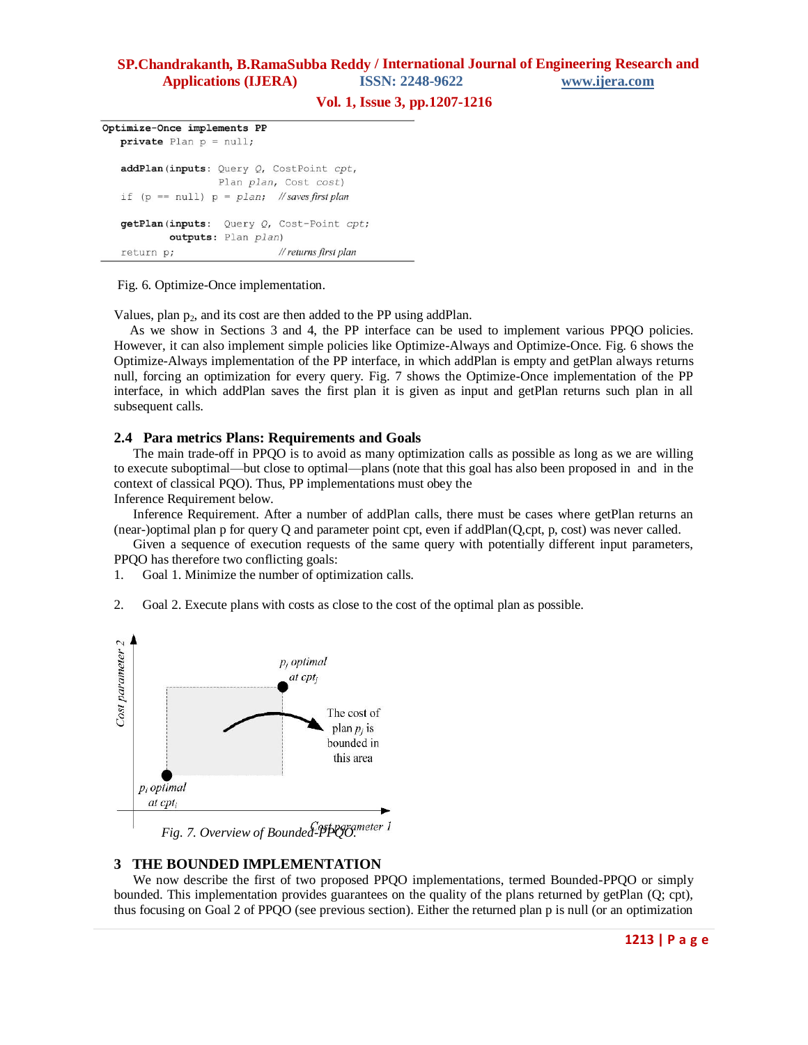```
Optimize-Once implements PP
   private Plan p = null;

   addPlan(inputs: Query Q, CostPoint cpt,
                   Plan plan, Cost cost)
   if (p == null) p = plan;    // saves first plan

   getPlan(inputs:  Query Q, Cost-Point cpt;
          outputs: Plan plan)
   return p;                   // returns first plan
```

Fig. 6. Optimize-Once implementation.

Values, plan $p_2$, and its cost are then added to the PP using addPlan.

As we show in Sections 3 and 4, the PP interface can be used to implement various PPQO policies. However, it can also implement simple policies like Optimize-Always and Optimize-Once. Fig. 6 shows the Optimize-Always implementation of the PP interface, in which addPlan is empty and getPlan always returns null, forcing an optimization for every query. Fig. 7 shows the Optimize-Once implementation of the PP interface, in which addPlan saves the first plan it is given as input and getPlan returns such plan in all subsequent calls.

### 2.4 Para metrics Plans: Requirements and Goals

The main trade-off in PPQO is to avoid as many optimization calls as possible as long as we are willing to execute suboptimal—but close to optimal—plans (note that this goal has also been proposed in and in the context of classical PQO). Thus, PP implementations must obey the
Inference Requirement below.

Inference Requirement. After a number of addPlan calls, there must be cases where getPlan returns an (near-)optimal plan p for query Q and parameter point cpt, even if addPlan(Q,cpt, p, cost) was never called.

Given a sequence of execution requests of the same query with potentially different input parameters, PPQO has therefore two conflicting goals:

1. Goal 1. Minimize the number of optimization calls.

2. Goal 2. Execute plans with costs as close to the cost of the optimal plan as possible.

Fig. 7. Overview of Bounded-PPQO.

## 3 THE BOUNDED IMPLEMENTATION

We now describe the first of two proposed PPQO implementations, termed Bounded-PPQO or simply bounded. This implementation provides guarantees on the quality of the plans returned by getPlan (Q; cpt), thus focusing on Goal 2 of PPQO (see previous section). Either the returned plan p is null (or an optimization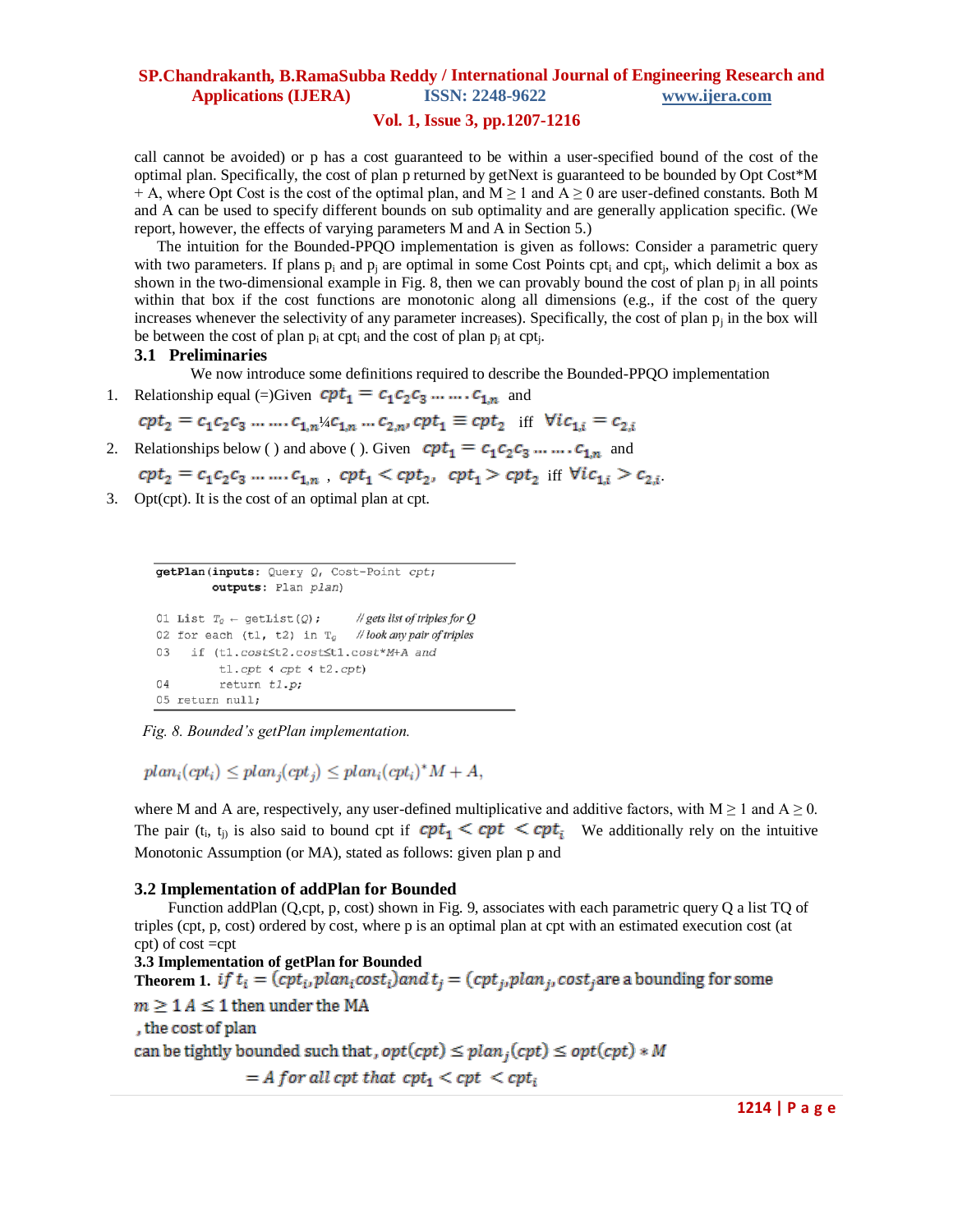call cannot be avoided) or p has a cost guaranteed to be within a user-specified bound of the cost of the optimal plan. Specifically, the cost of plan p returned by getNext is guaranteed to be bounded by Opt Cost*M + A, where Opt Cost is the cost of the optimal plan, and M ≥ 1 and A ≥ 0 are user-defined constants. Both M and A can be used to specify different bounds on sub optimality and are generally application specific. (We report, however, the effects of varying parameters M and A in Section 5.)

The intuition for the Bounded-PPQO implementation is given as follows: Consider a parametric query with two parameters. If plans $p_i$ and $p_j$ are optimal in some Cost Points $cpt_i$ and $cpt_j$, which delimit a box as shown in the two-dimensional example in Fig. 8, then we can provably bound the cost of plan $p_j$ in all points within that box if the cost functions are monotonic along all dimensions (e.g., if the cost of the query increases whenever the selectivity of any parameter increases). Specifically, the cost of plan $p_j$ in the box will be between the cost of plan $p_i$ at $cpt_i$ and the cost of plan $p_j$ at $cpt_j$.

### 3.1 Preliminaries

We now introduce some definitions required to describe the Bounded-PPQO implementation

1. Relationship equal (=)Given $cpt_1 = c_1c_2c_3 \ldots \ldots c_{1,n}$ and $cpt_2 = c_1c_2c_3 \ldots \ldots c_{1,n}$¼$c_{1,n} \ldots c_{2,n}, cpt_1 \equiv cpt_2$ iff $\forall i c_{1,i} = c_{2,i}$
2. Relationships below ( ) and above ( ). Given $cpt_1 = c_1c_2c_3 \ldots \ldots c_{1,n}$ and $cpt_2 = c_1c_2c_3 \ldots \ldots c_{1,n}$ , $cpt_1 < cpt_2$, $cpt_1 > cpt_2$ iff $\forall i c_{1,i} > c_{2,i}$.
3. Opt(cpt). It is the cost of an optimal plan at cpt.

```
getPlan(inputs: Query Q, Cost-Point cpt;
        outputs: Plan plan)

01 List T_Q ← getList(Q);        // gets list of triples for Q
02 for each (t1, t2) in T_Q      // look any pair of triples
03   if (t1.cost≤t2.cost≤t1.cost*M+A and
         t1.cpt < cpt < t2.cpt)
04       return t1.p;
05 return null;
```

*Fig. 8. Bounded's getPlan implementation.*

$$plan_i(cpt_i) \leq plan_j(cpt_j) \leq plan_i(cpt_i)^{*} M + A,$$

where M and A are, respectively, any user-defined multiplicative and additive factors, with M ≥ 1 and A ≥ 0. The pair ($t_i$, $t_j$) is also said to bound cpt if $cpt_1 < cpt < cpt_i$ We additionally rely on the intuitive Monotonic Assumption (or MA), stated as follows: given plan p and

### 3.2 Implementation of addPlan for Bounded

Function addPlan (Q,cpt, p, cost) shown in Fig. 9, associates with each parametric query Q a list TQ of triples (cpt, p, cost) ordered by cost, where p is an optimal plan at cpt with an estimated execution cost (at cpt) of cost =cpt

### 3.3 Implementation of getPlan for Bounded

**Theorem 1.** $if\ t_i = (cpt_i, plan_i cost_i) and\ t_j = (cpt_j, plan_j, cost_j$ are a bounding for some $m \geq 1$ $A \leq 1$ then under the MA , the cost of plan can be tightly bounded such that, $opt(cpt) \leq plan_j(cpt) \leq opt(cpt) * M$ $= A\ for\ all\ cpt\ that\ cpt_1 < cpt\ < cpt_i$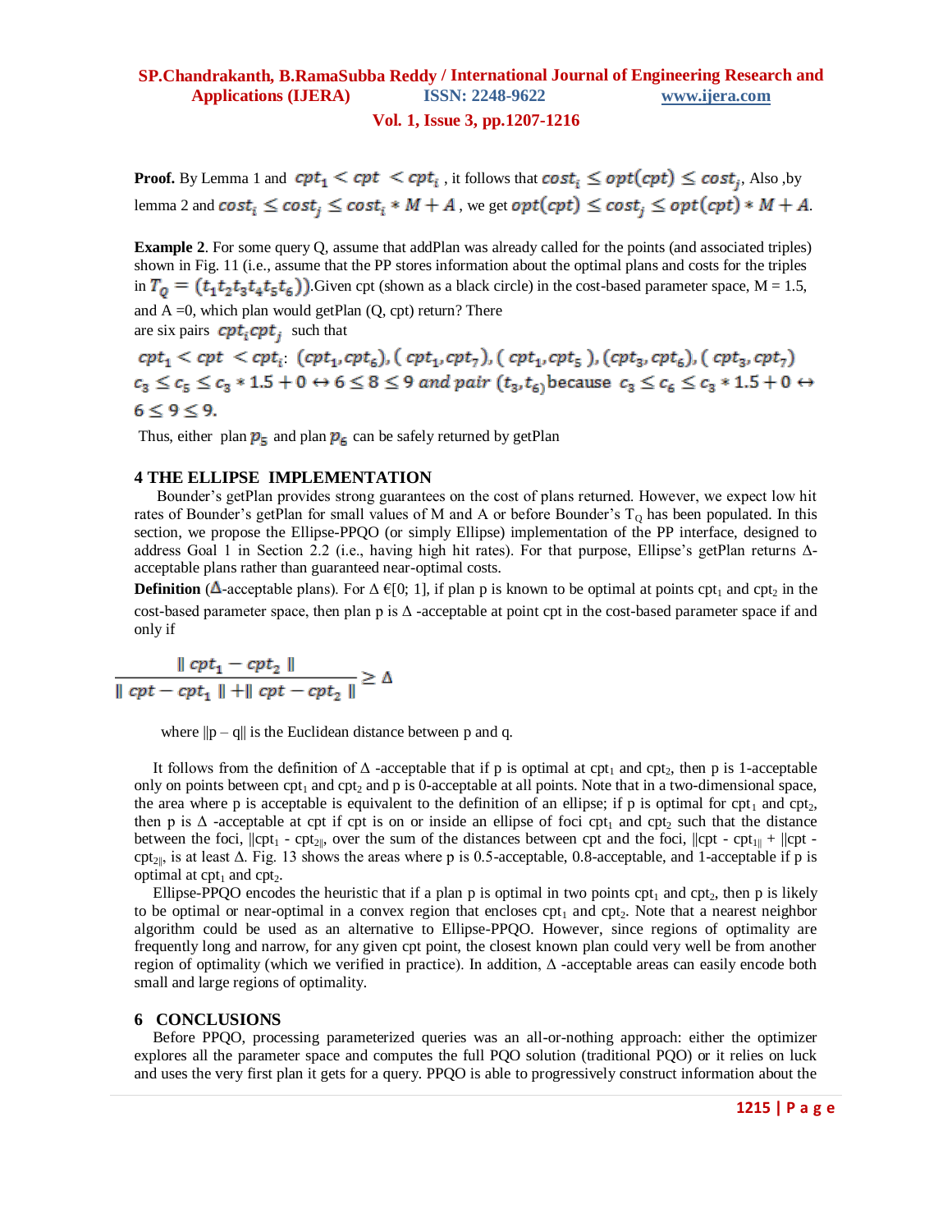**Proof.** By Lemma 1 and $cpt_1 < cpt < cpt_i$ , it follows that $cost_i \leq opt(cpt) \leq cost_j$, Also ,by lemma 2 and $cost_i \leq cost_j \leq cost_i * M + A$, we get $opt(cpt) \leq cost_j \leq opt(cpt) * M + A$.

**Example 2**. For some query Q, assume that addPlan was already called for the points (and associated triples) shown in Fig. 11 (i.e., assume that the PP stores information about the optimal plans and costs for the triples in $T_Q = (t_1 t_2 t_3 t_4 t_5 t_6))$.Given cpt (shown as a black circle) in the cost-based parameter space, M = 1.5, and A =0, which plan would getPlan (Q, cpt) return? There are six pairs $cpt_i cpt_j$ such that

$cpt_1 < cpt < cpt_i$: $(cpt_1, cpt_6), (cpt_1, cpt_7), (cpt_1, cpt_5), (cpt_3, cpt_6), (cpt_3, cpt_7)$
$c_3 \leq c_5 \leq c_3 * 1.5 + 0 \leftrightarrow 6 \leq 8 \leq 9$ *and pair* $(t_3, t_6)$ because $c_3 \leq c_6 \leq c_3 * 1.5 + 0 \leftrightarrow 6 \leq 9 \leq 9.$

Thus, either plan $p_5$ and plan $p_6$ can be safely returned by getPlan

## 4 THE ELLIPSE IMPLEMENTATION

Bounder's getPlan provides strong guarantees on the cost of plans returned. However, we expect low hit rates of Bounder's getPlan for small values of M and A or before Bounder's $T_Q$ has been populated. In this section, we propose the Ellipse-PPQO (or simply Ellipse) implementation of the PP interface, designed to address Goal 1 in Section 2.2 (i.e., having high hit rates). For that purpose, Ellipse's getPlan returns Δ-acceptable plans rather than guaranteed near-optimal costs.

**Definition** (Δ-acceptable plans). For Δ €[0; 1], if plan p is known to be optimal at points $cpt_1$ and $cpt_2$ in the cost-based parameter space, then plan p is Δ -acceptable at point cpt in the cost-based parameter space if and only if

$$\frac{\| cpt_1 - cpt_2 \|}{\| cpt - cpt_1 \| + \| cpt - cpt_2 \|} \geq \Delta$$

where ||p – q|| is the Euclidean distance between p and q.

It follows from the definition of Δ -acceptable that if p is optimal at $cpt_1$ and $cpt_2$, then p is 1-acceptable only on points between $cpt_1$ and $cpt_2$ and p is 0-acceptable at all points. Note that in a two-dimensional space, the area where p is acceptable is equivalent to the definition of an ellipse; if p is optimal for $cpt_1$ and $cpt_2$, then p is Δ -acceptable at cpt if cpt is on or inside an ellipse of foci $cpt_1$ and $cpt_2$ such that the distance between the foci, $\|cpt_1 - cpt_2\|$, over the sum of the distances between cpt and the foci, $\|cpt - cpt_1\| + \|cpt - cpt_2\|$, is at least Δ. Fig. 13 shows the areas where p is 0.5-acceptable, 0.8-acceptable, and 1-acceptable if p is optimal at $cpt_1$ and $cpt_2$.

Ellipse-PPQO encodes the heuristic that if a plan p is optimal in two points $cpt_1$ and $cpt_2$, then p is likely to be optimal or near-optimal in a convex region that encloses $cpt_1$ and $cpt_2$. Note that a nearest neighbor algorithm could be used as an alternative to Ellipse-PPQO. However, since regions of optimality are frequently long and narrow, for any given cpt point, the closest known plan could very well be from another region of optimality (which we verified in practice). In addition, Δ -acceptable areas can easily encode both small and large regions of optimality.

## 6 CONCLUSIONS

Before PPQO, processing parameterized queries was an all-or-nothing approach: either the optimizer explores all the parameter space and computes the full PQO solution (traditional PQO) or it relies on luck and uses the very first plan it gets for a query. PPQO is able to progressively construct information about the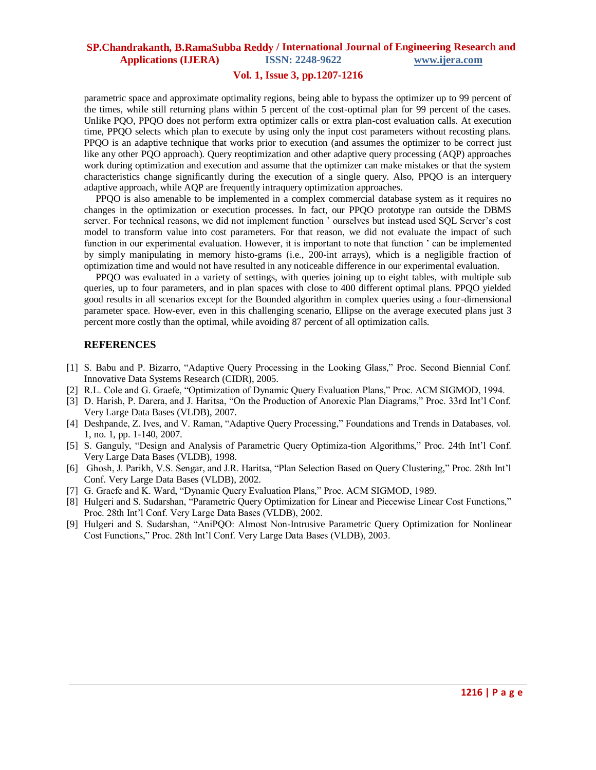parametric space and approximate optimality regions, being able to bypass the optimizer up to 99 percent of the times, while still returning plans within 5 percent of the cost-optimal plan for 99 percent of the cases. Unlike PQO, PPQO does not perform extra optimizer calls or extra plan-cost evaluation calls. At execution time, PPQO selects which plan to execute by using only the input cost parameters without recosting plans. PPQO is an adaptive technique that works prior to execution (and assumes the optimizer to be correct just like any other PQO approach). Query reoptimization and other adaptive query processing (AQP) approaches work during optimization and execution and assume that the optimizer can make mistakes or that the system characteristics change significantly during the execution of a single query. Also, PPQO is an interquery adaptive approach, while AQP are frequently intraquery optimization approaches.

PPQO is also amenable to be implemented in a complex commercial database system as it requires no changes in the optimization or execution processes. In fact, our PPQO prototype ran outside the DBMS server. For technical reasons, we did not implement function ' ourselves but instead used SQL Server's cost model to transform value into cost parameters. For that reason, we did not evaluate the impact of such function in our experimental evaluation. However, it is important to note that function ' can be implemented by simply manipulating in memory histo-grams (i.e., 200-int arrays), which is a negligible fraction of optimization time and would not have resulted in any noticeable difference in our experimental evaluation.

PPQO was evaluated in a variety of settings, with queries joining up to eight tables, with multiple sub queries, up to four parameters, and in plan spaces with close to 400 different optimal plans. PPQO yielded good results in all scenarios except for the Bounded algorithm in complex queries using a four-dimensional parameter space. How-ever, even in this challenging scenario, Ellipse on the average executed plans just 3 percent more costly than the optimal, while avoiding 87 percent of all optimization calls.

## REFERENCES

[1] S. Babu and P. Bizarro, "Adaptive Query Processing in the Looking Glass," Proc. Second Biennial Conf. Innovative Data Systems Research (CIDR), 2005.

[2] R.L. Cole and G. Graefe, "Optimization of Dynamic Query Evaluation Plans," Proc. ACM SIGMOD, 1994.

[3] D. Harish, P. Darera, and J. Haritsa, "On the Production of Anorexic Plan Diagrams," Proc. 33rd Int'l Conf. Very Large Data Bases (VLDB), 2007.

[4] Deshpande, Z. Ives, and V. Raman, "Adaptive Query Processing," Foundations and Trends in Databases, vol. 1, no. 1, pp. 1-140, 2007.

[5] S. Ganguly, "Design and Analysis of Parametric Query Optimiza-tion Algorithms," Proc. 24th Int'l Conf. Very Large Data Bases (VLDB), 1998.

[6] Ghosh, J. Parikh, V.S. Sengar, and J.R. Haritsa, "Plan Selection Based on Query Clustering," Proc. 28th Int'l Conf. Very Large Data Bases (VLDB), 2002.

[7] G. Graefe and K. Ward, "Dynamic Query Evaluation Plans," Proc. ACM SIGMOD, 1989.

[8] Hulgeri and S. Sudarshan, "Parametric Query Optimization for Linear and Piecewise Linear Cost Functions," Proc. 28th Int'l Conf. Very Large Data Bases (VLDB), 2002.

[9] Hulgeri and S. Sudarshan, "AniPQO: Almost Non-Intrusive Parametric Query Optimization for Nonlinear Cost Functions," Proc. 28th Int'l Conf. Very Large Data Bases (VLDB), 2003.